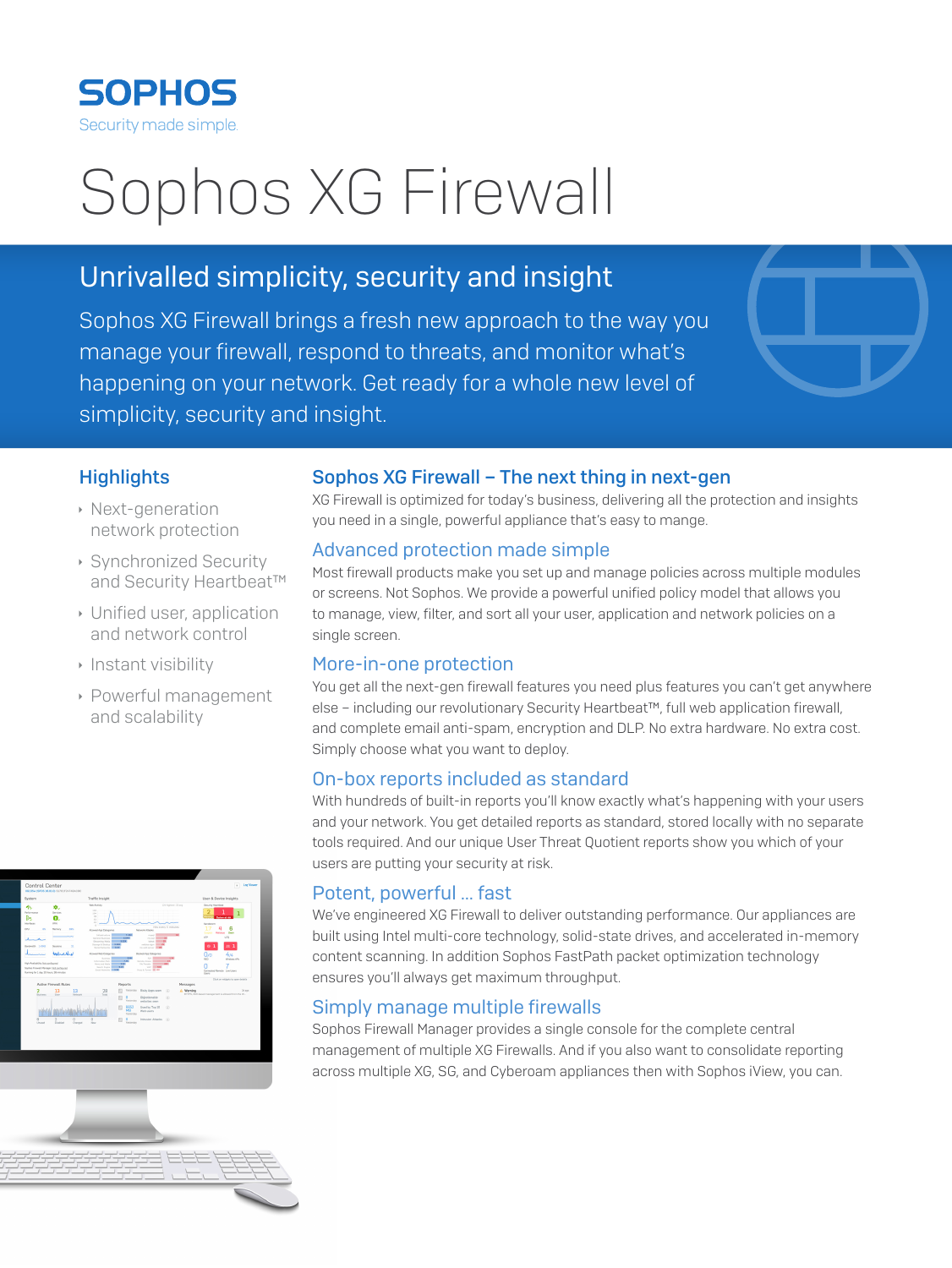SOPHOS

Security made simple.

# Sophos XG Firewall

## Unrivalled simplicity, security and insight

Sophos XG Firewall brings a fresh new approach to the way you manage your firewall, respond to threats, and monitor what's happening on your network. Get ready for a whole new level of simplicity, security and insight.

### Highlights

- Next-generation network protection
- Synchronized Security and Security Heartbeat™
- Unified user, application and network control
- Instant visibility
- Powerful management and scalability

### Sophos XG Firewall – The next thing in next-gen

XG Firewall is optimized for today's business, delivering all the protection and insights you need in a single, powerful appliance that's easy to mange.

### Advanced protection made simple

Most firewall products make you set up and manage policies across multiple modules or screens. Not Sophos. We provide a powerful unified policy model that allows you to manage, view, filter, and sort all your user, application and network policies on a single screen.

### More-in-one protection

You get all the next-gen firewall features you need plus features you can't get anywhere else – including our revolutionary Security Heartbeat™, full web application firewall, and complete email anti-spam, encryption and DLP. No extra hardware. No extra cost. Simply choose what you want to deploy.

### On-box reports included as standard

With hundreds of built-in reports you'll know exactly what's happening with your users and your network. You get detailed reports as standard, stored locally with no separate tools required. And our unique User Threat Quotient reports show you which of your users are putting your security at risk.

### Potent, powerful ... fast

We've engineered XG Firewall to deliver outstanding performance. Our appliances are built using Intel multi-core technology, solid-state drives, and accelerated in-memory content scanning. In addition Sophos FastPath packet optimization technology ensures you'll always get maximum throughput.

### Simply manage multiple firewalls

Sophos Firewall Manager provides a single console for the complete central management of multiple XG Firewalls. And if you also want to consolidate reporting across multiple XG, SG, and Cyberoam appliances then with Sophos iView, you can.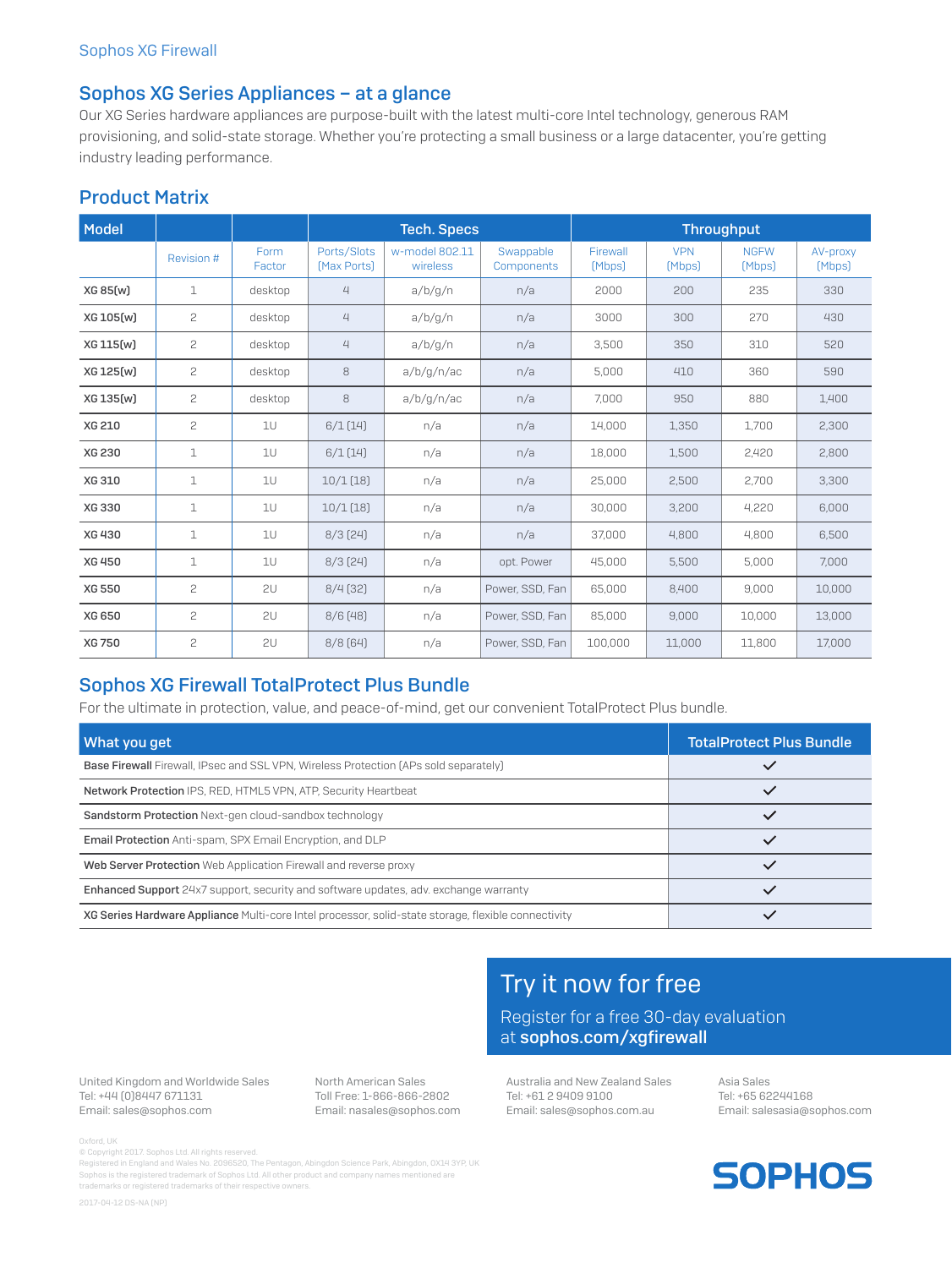## Sophos XG Series Appliances – at a glance

Our XG Series hardware appliances are purpose-built with the latest multi-core Intel technology, generous RAM provisioning, and solid-state storage. Whether you're protecting a small business or a large datacenter, you're getting industry leading performance.

## Product Matrix

| Model | | | Tech. Specs | | | Throughput | | | |
|---|---|---|---|---|---|---|---|---|---|
| | Revision # | Form Factor | Ports/Slots (Max Ports) | w-model 802.11 wireless | Swappable Components | Firewall (Mbps) | VPN (Mbps) | NGFW (Mbps) | AV-proxy (Mbps) |
| XG 85(w) | 1 | desktop | 4 | a/b/g/n | n/a | 2000 | 200 | 235 | 330 |
| XG 105(w) | 2 | desktop | 4 | a/b/g/n | n/a | 3000 | 300 | 270 | 430 |
| XG 115(w) | 2 | desktop | 4 | a/b/g/n | n/a | 3,500 | 350 | 310 | 520 |
| XG 125(w) | 2 | desktop | 8 | a/b/g/n/ac | n/a | 5,000 | 410 | 360 | 590 |
| XG 135(w) | 2 | desktop | 8 | a/b/g/n/ac | n/a | 7,000 | 950 | 880 | 1,400 |
| XG 210 | 2 | 1U | 6/1 (14) | n/a | n/a | 14,000 | 1,350 | 1,700 | 2,300 |
| XG 230 | 1 | 1U | 6/1 (14) | n/a | n/a | 18,000 | 1,500 | 2,420 | 2,800 |
| XG 310 | 1 | 1U | 10/1 (18) | n/a | n/a | 25,000 | 2,500 | 2,700 | 3,300 |
| XG 330 | 1 | 1U | 10/1 (18) | n/a | n/a | 30,000 | 3,200 | 4,220 | 6,000 |
| XG 430 | 1 | 1U | 8/3 (24) | n/a | n/a | 37,000 | 4,800 | 4,800 | 6,500 |
| XG 450 | 1 | 1U | 8/3 (24) | n/a | opt. Power | 45,000 | 5,500 | 5,000 | 7,000 |
| XG 550 | 2 | 2U | 8/4 (32) | n/a | Power, SSD, Fan | 65,000 | 8,400 | 9,000 | 10,000 |
| XG 650 | 2 | 2U | 8/6 (48) | n/a | Power, SSD, Fan | 85,000 | 9,000 | 10,000 | 13,000 |
| XG 750 | 2 | 2U | 8/8 (64) | n/a | Power, SSD, Fan | 100,000 | 11,000 | 11,800 | 17,000 |

## Sophos XG Firewall TotalProtect Plus Bundle

For the ultimate in protection, value, and peace-of-mind, get our convenient TotalProtect Plus bundle.

| What you get | TotalProtect Plus Bundle |
|---|---|
| **Base Firewall** Firewall, IPsec and SSL VPN, Wireless Protection (APs sold separately) | ✓ |
| **Network Protection** IPS, RED, HTML5 VPN, ATP, Security Heartbeat | ✓ |
| **Sandstorm Protection** Next-gen cloud-sandbox technology | ✓ |
| **Email Protection** Anti-spam, SPX Email Encryption, and DLP | ✓ |
| **Web Server Protection** Web Application Firewall and reverse proxy | ✓ |
| **Enhanced Support** 24x7 support, security and software updates, adv. exchange warranty | ✓ |
| **XG Series Hardware Appliance** Multi-core Intel processor, solid-state storage, flexible connectivity | ✓ |

## Try it now for free

Register for a free 30-day evaluation at **sophos.com/xgfirewall**

United Kingdom and Worldwide Sales
Tel: +44 (0)8447 671131
Email: sales@sophos.com

North American Sales
Toll Free: 1-866-866-2802
Email: nasales@sophos.com

Australia and New Zealand Sales
Tel: +61 2 9409 9100
Email: sales@sophos.com.au

Asia Sales
Tel: +65 62244168
Email: salesasia@sophos.com

Oxford, UK
© Copyright 2017. Sophos Ltd. All rights reserved.
Registered in England and Wales No. 2096520, The Pentagon, Abingdon Science Park, Abingdon, OX14 3YP, UK
Sophos is the registered trademark of Sophos Ltd. All other product and company names mentioned are trademarks or registered trademarks of their respective owners.

2017-04-12 DS-NA (NP)

SOPHOS